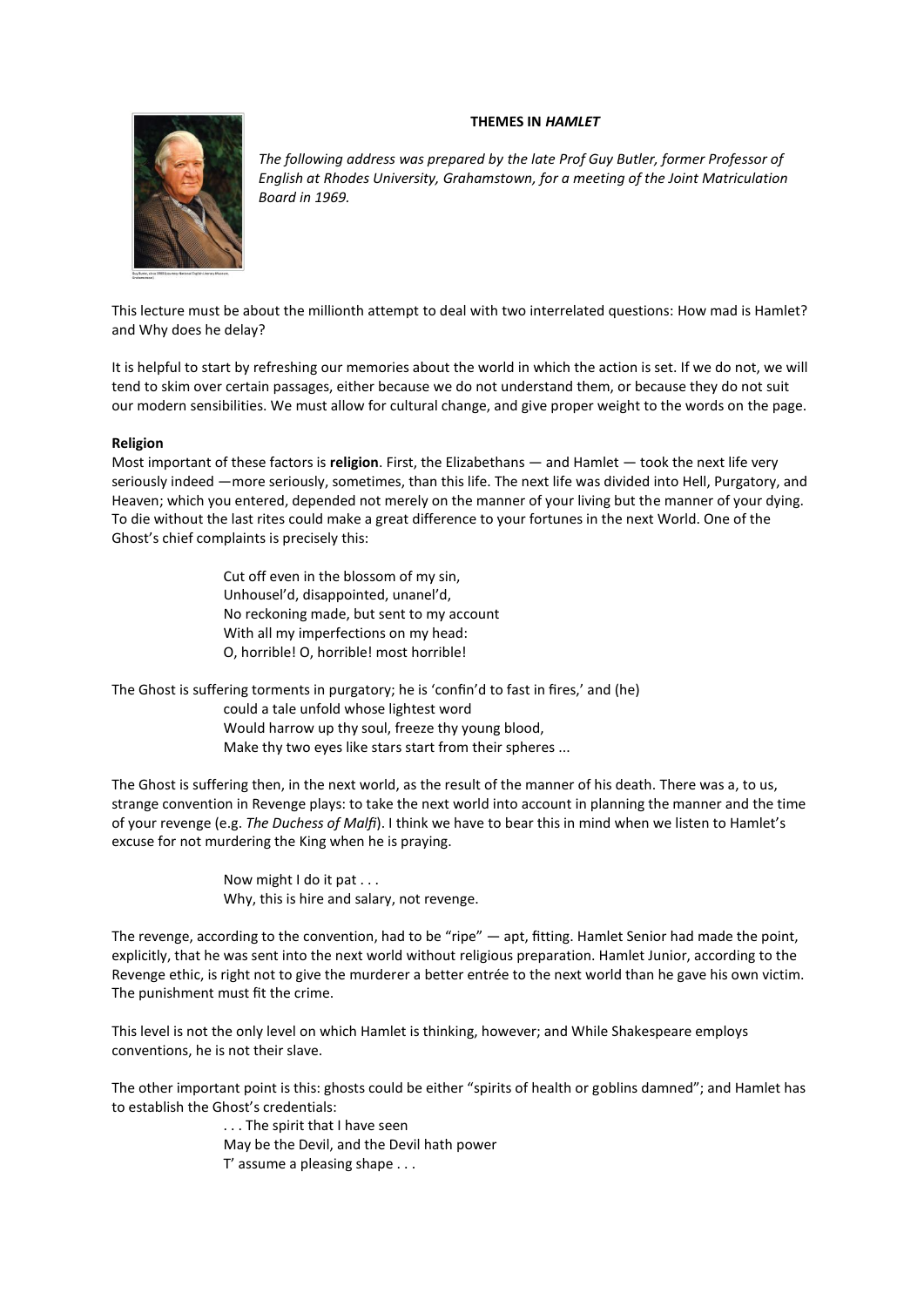# THEMES IN *HAMLET*

*The following address was prepared by the late Prof Guy Butler, former Professor of English at Rhodes University, Grahamstown, for a meeting of the Joint Matriculation Board in 1969.*

This lecture must be about the millionth attempt to deal with two interrelated questions: How mad is Hamlet? and Why does he delay?

It is helpful to start by refreshing our memories about the world in which the action is set. If we do not, we will tend to skim over certain passages, either because we do not understand them, or because they do not suit our modern sensibilities. We must allow for cultural change, and give proper weight to the words on the page.

**Religion**

Most important of these factors is **religion**. First, the Elizabethans — and Hamlet — took the next life very seriously indeed —more seriously, sometimes, than this life. The next life was divided into Hell, Purgatory, and Heaven; which you entered, depended not merely on the manner of your living but the manner of your dying. To die without the last rites could make a great difference to your fortunes in the next World. One of the Ghost's chief complaints is precisely this:

> Cut off even in the blossom of my sin,
> Unhousel'd, disappointed, unanel'd,
> No reckoning made, but sent to my account
> With all my imperfections on my head:
> O, horrible! O, horrible! most horrible!

The Ghost is suffering torments in purgatory; he is 'confin'd to fast in fires,' and (he)

> could a tale unfold whose lightest word
> Would harrow up thy soul, freeze thy young blood,
> Make thy two eyes like stars start from their spheres ...

The Ghost is suffering then, in the next world, as the result of the manner of his death. There was a, to us, strange convention in Revenge plays: to take the next world into account in planning the manner and the time of your revenge (e.g. *The Duchess of Malfi*). I think we have to bear this in mind when we listen to Hamlet's excuse for not murdering the King when he is praying.

> Now might I do it pat . . .
> Why, this is hire and salary, not revenge.

The revenge, according to the convention, had to be "ripe" — apt, fitting. Hamlet Senior had made the point, explicitly, that he was sent into the next world without religious preparation. Hamlet Junior, according to the Revenge ethic, is right not to give the murderer a better entrée to the next world than he gave his own victim. The punishment must fit the crime.

This level is not the only level on which Hamlet is thinking, however; and While Shakespeare employs conventions, he is not their slave.

The other important point is this: ghosts could be either "spirits of health or goblins damned"; and Hamlet has to establish the Ghost's credentials:

> . . . The spirit that I have seen
> May be the Devil, and the Devil hath power
> T' assume a pleasing shape . . .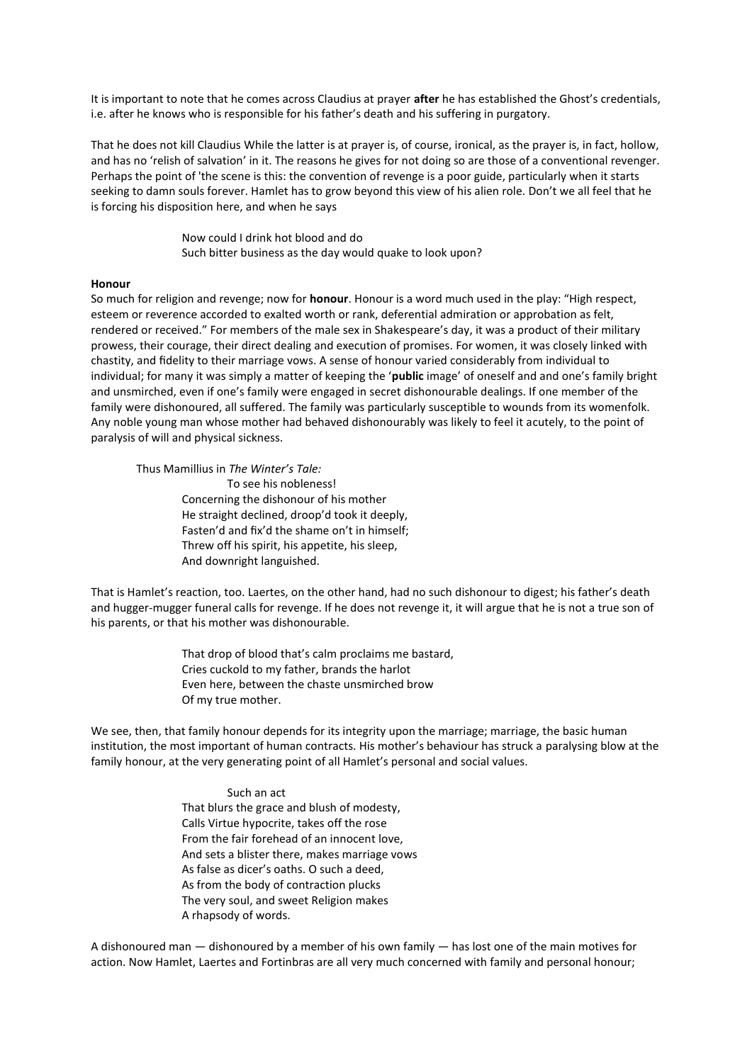It is important to note that he comes across Claudius at prayer **after** he has established the Ghost's credentials, i.e. after he knows who is responsible for his father's death and his suffering in purgatory.

That he does not kill Claudius While the latter is at prayer is, of course, ironical, as the prayer is, in fact, hollow, and has no 'relish of salvation' in it. The reasons he gives for not doing so are those of a conventional revenger. Perhaps the point of 'the scene is this: the convention of revenge is a poor guide, particularly when it starts seeking to damn souls forever. Hamlet has to grow beyond this view of his alien role. Don't we all feel that he is forcing his disposition here, and when he says

> Now could I drink hot blood and do
> Such bitter business as the day would quake to look upon?

**Honour**

So much for religion and revenge; now for **honour**. Honour is a word much used in the play: "High respect, esteem or reverence accorded to exalted worth or rank, deferential admiration or approbation as felt, rendered or received." For members of the male sex in Shakespeare's day, it was a product of their military prowess, their courage, their direct dealing and execution of promises. For women, it was closely linked with chastity, and fidelity to their marriage vows. A sense of honour varied considerably from individual to individual; for many it was simply a matter of keeping the '**public** image' of oneself and and one's family bright and unsmirched, even if one's family were engaged in secret dishonourable dealings. If one member of the family were dishonoured, all suffered. The family was particularly susceptible to wounds from its womenfolk. Any noble young man whose mother had behaved dishonourably was likely to feel it acutely, to the point of paralysis of will and physical sickness.

Thus Mamillius in *The Winter's Tale:*

> To see his nobleness!
> Concerning the dishonour of his mother
> He straight declined, droop'd took it deeply,
> Fasten'd and fix'd the shame on't in himself;
> Threw off his spirit, his appetite, his sleep,
> And downright languished.

That is Hamlet's reaction, too. Laertes, on the other hand, had no such dishonour to digest; his father's death and hugger-mugger funeral calls for revenge. If he does not revenge it, it will argue that he is not a true son of his parents, or that his mother was dishonourable.

> That drop of blood that's calm proclaims me bastard,
> Cries cuckold to my father, brands the harlot
> Even here, between the chaste unsmirched brow
> Of my true mother.

We see, then, that family honour depends for its integrity upon the marriage; marriage, the basic human institution, the most important of human contracts. His mother's behaviour has struck a paralysing blow at the family honour, at the very generating point of all Hamlet's personal and social values.

> Such an act
> That blurs the grace and blush of modesty,
> Calls Virtue hypocrite, takes off the rose
> From the fair forehead of an innocent love,
> And sets a blister there, makes marriage vows
> As false as dicer's oaths. O such a deed,
> As from the body of contraction plucks
> The very soul, and sweet Religion makes
> A rhapsody of words.

A dishonoured man — dishonoured by a member of his own family — has lost one of the main motives for action. Now Hamlet, Laertes and Fortinbras are all very much concerned with family and personal honour;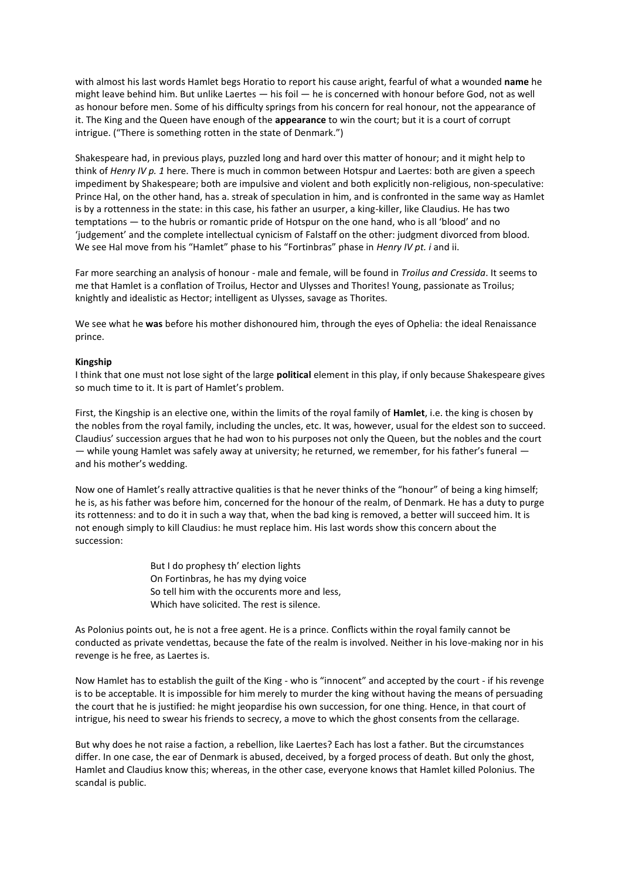with almost his last words Hamlet begs Horatio to report his cause aright, fearful of what a wounded **name** he might leave behind him. But unlike Laertes — his foil — he is concerned with honour before God, not as well as honour before men. Some of his difficulty springs from his concern for real honour, not the appearance of it. The King and the Queen have enough of the **appearance** to win the court; but it is a court of corrupt intrigue. ("There is something rotten in the state of Denmark.")

Shakespeare had, in previous plays, puzzled long and hard over this matter of honour; and it might help to think of *Henry IV p. 1* here. There is much in common between Hotspur and Laertes: both are given a speech impediment by Shakespeare; both are impulsive and violent and both explicitly non-religious, non-speculative: Prince Hal, on the other hand, has a. streak of speculation in him, and is confronted in the same way as Hamlet is by a rottenness in the state: in this case, his father an usurper, a king-killer, like Claudius. He has two temptations — to the hubris or romantic pride of Hotspur on the one hand, who is all 'blood' and no 'judgement' and the complete intellectual cynicism of Falstaff on the other: judgment divorced from blood. We see Hal move from his "Hamlet" phase to his "Fortinbras" phase in *Henry IV pt. i* and ii.

Far more searching an analysis of honour - male and female, will be found in *Troilus and Cressida*. It seems to me that Hamlet is a conflation of Troilus, Hector and Ulysses and Thorites! Young, passionate as Troilus; knightly and idealistic as Hector; intelligent as Ulysses, savage as Thorites.

We see what he **was** before his mother dishonoured him, through the eyes of Ophelia: the ideal Renaissance prince.

**Kingship**

I think that one must not lose sight of the large **political** element in this play, if only because Shakespeare gives so much time to it. It is part of Hamlet's problem.

First, the Kingship is an elective one, within the limits of the royal family of **Hamlet**, i.e. the king is chosen by the nobles from the royal family, including the uncles, etc. It was, however, usual for the eldest son to succeed. Claudius' succession argues that he had won to his purposes not only the Queen, but the nobles and the court — while young Hamlet was safely away at university; he returned, we remember, for his father's funeral — and his mother's wedding.

Now one of Hamlet's really attractive qualities is that he never thinks of the "honour" of being a king himself; he is, as his father was before him, concerned for the honour of the realm, of Denmark. He has a duty to purge its rottenness: and to do it in such a way that, when the bad king is removed, a better will succeed him. It is not enough simply to kill Claudius: he must replace him. His last words show this concern about the succession:

> But I do prophesy th' election lights
> On Fortinbras, he has my dying voice
> So tell him with the occurents more and less,
> Which have solicited. The rest is silence.

As Polonius points out, he is not a free agent. He is a prince. Conflicts within the royal family cannot be conducted as private vendettas, because the fate of the realm is involved. Neither in his love-making nor in his revenge is he free, as Laertes is.

Now Hamlet has to establish the guilt of the King - who is "innocent" and accepted by the court - if his revenge is to be acceptable. It is impossible for him merely to murder the king without having the means of persuading the court that he is justified: he might jeopardise his own succession, for one thing. Hence, in that court of intrigue, his need to swear his friends to secrecy, a move to which the ghost consents from the cellarage.

But why does he not raise a faction, a rebellion, like Laertes? Each has lost a father. But the circumstances differ. In one case, the ear of Denmark is abused, deceived, by a forged process of death. But only the ghost, Hamlet and Claudius know this; whereas, in the other case, everyone knows that Hamlet killed Polonius. The scandal is public.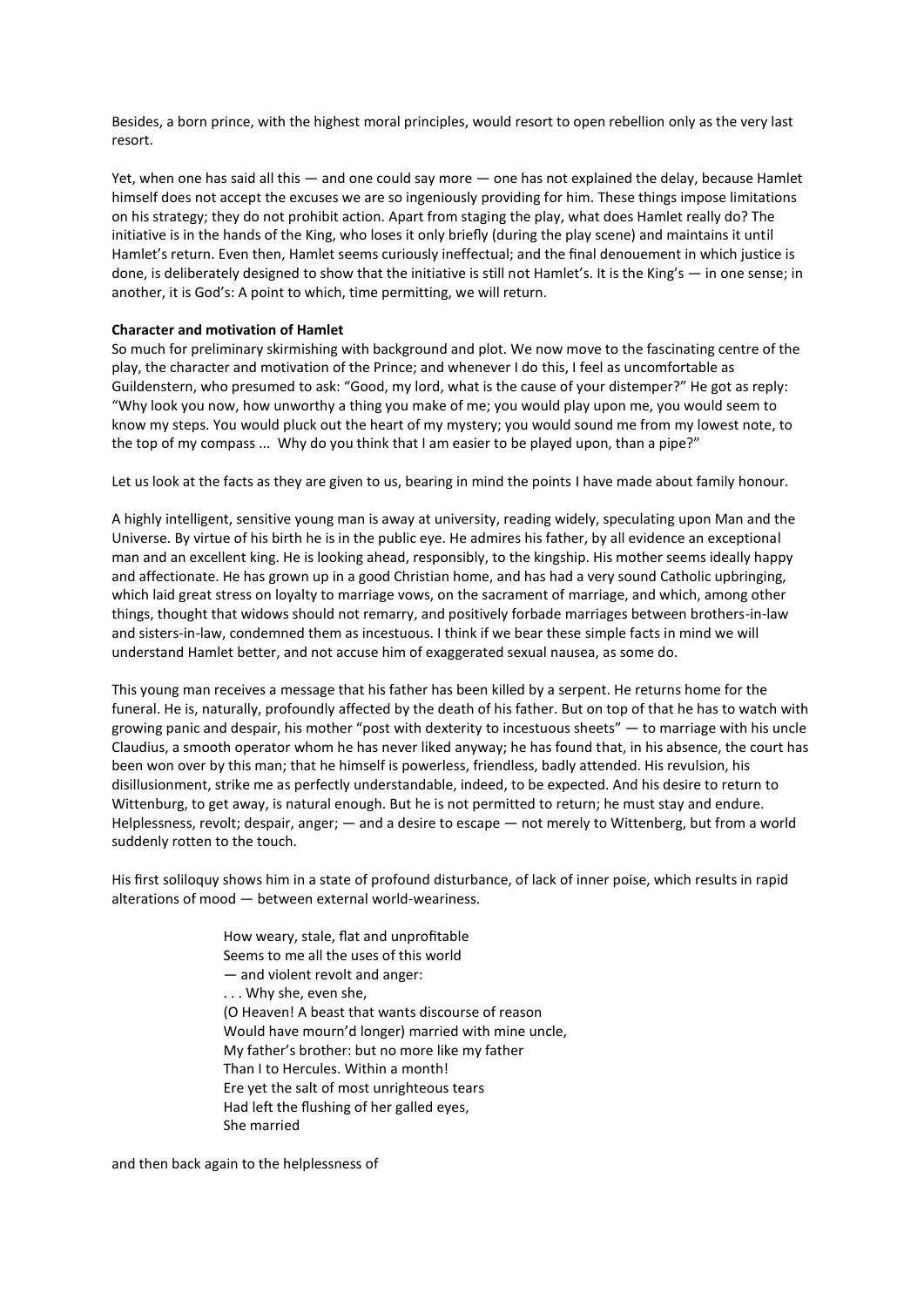Besides, a born prince, with the highest moral principles, would resort to open rebellion only as the very last resort.

Yet, when one has said all this — and one could say more — one has not explained the delay, because Hamlet himself does not accept the excuses we are so ingeniously providing for him. These things impose limitations on his strategy; they do not prohibit action. Apart from staging the play, what does Hamlet really do? The initiative is in the hands of the King, who loses it only briefly (during the play scene) and maintains it until Hamlet's return. Even then, Hamlet seems curiously ineffectual; and the final denouement in which justice is done, is deliberately designed to show that the initiative is still not Hamlet's. It is the King's — in one sense; in another, it is God's: A point to which, time permitting, we will return.

**Character and motivation of Hamlet**

So much for preliminary skirmishing with background and plot. We now move to the fascinating centre of the play, the character and motivation of the Prince; and whenever I do this, I feel as uncomfortable as Guildenstern, who presumed to ask: "Good, my lord, what is the cause of your distemper?" He got as reply: "Why look you now, how unworthy a thing you make of me; you would play upon me, you would seem to know my steps. You would pluck out the heart of my mystery; you would sound me from my lowest note, to the top of my compass ... Why do you think that I am easier to be played upon, than a pipe?"

Let us look at the facts as they are given to us, bearing in mind the points I have made about family honour.

A highly intelligent, sensitive young man is away at university, reading widely, speculating upon Man and the Universe. By virtue of his birth he is in the public eye. He admires his father, by all evidence an exceptional man and an excellent king. He is looking ahead, responsibly, to the kingship. His mother seems ideally happy and affectionate. He has grown up in a good Christian home, and has had a very sound Catholic upbringing, which laid great stress on loyalty to marriage vows, on the sacrament of marriage, and which, among other things, thought that widows should not remarry, and positively forbade marriages between brothers-in-law and sisters-in-law, condemned them as incestuous. I think if we bear these simple facts in mind we will understand Hamlet better, and not accuse him of exaggerated sexual nausea, as some do.

This young man receives a message that his father has been killed by a serpent. He returns home for the funeral. He is, naturally, profoundly affected by the death of his father. But on top of that he has to watch with growing panic and despair, his mother "post with dexterity to incestuous sheets" — to marriage with his uncle Claudius, a smooth operator whom he has never liked anyway; he has found that, in his absence, the court has been won over by this man; that he himself is powerless, friendless, badly attended. His revulsion, his disillusionment, strike me as perfectly understandable, indeed, to be expected. And his desire to return to Wittenburg, to get away, is natural enough. But he is not permitted to return; he must stay and endure. Helplessness, revolt; despair, anger; — and a desire to escape — not merely to Wittenberg, but from a world suddenly rotten to the touch.

His first soliloquy shows him in a state of profound disturbance, of lack of inner poise, which results in rapid alterations of mood — between external world-weariness.

> How weary, stale, flat and unprofitable
> Seems to me all the uses of this world
> — and violent revolt and anger:
> . . . Why she, even she,
> (O Heaven! A beast that wants discourse of reason
> Would have mourn'd longer) married with mine uncle,
> My father's brother: but no more like my father
> Than I to Hercules. Within a month!
> Ere yet the salt of most unrighteous tears
> Had left the flushing of her galled eyes,
> She married

and then back again to the helplessness of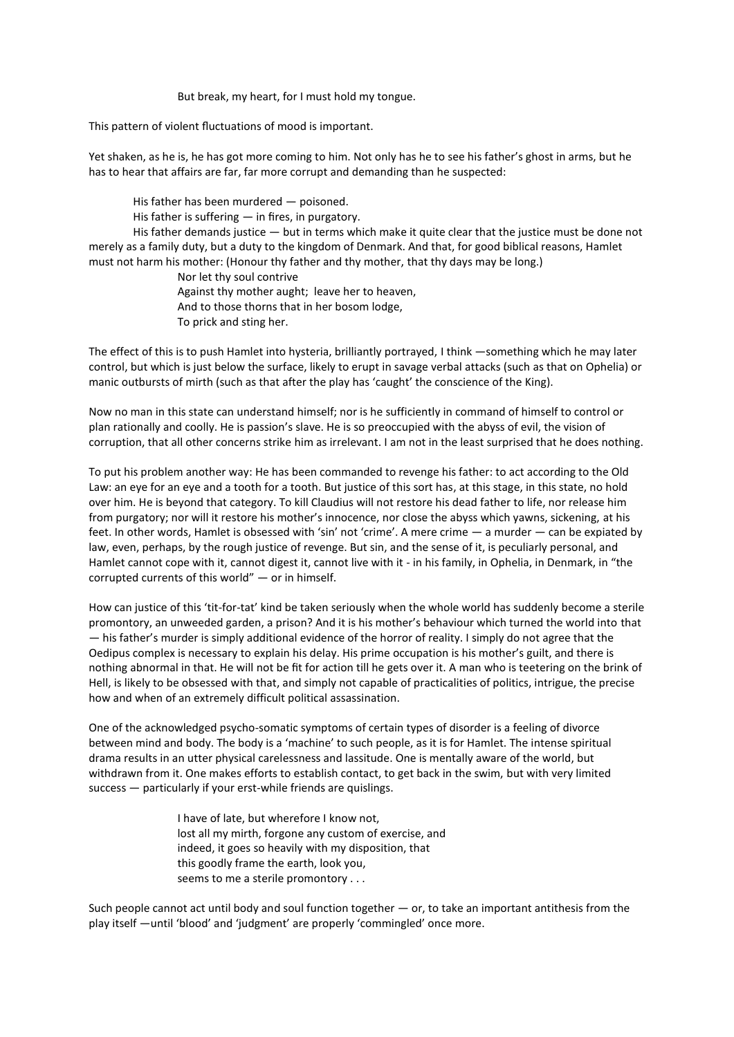> But break, my heart, for I must hold my tongue.

This pattern of violent fluctuations of mood is important.

Yet shaken, as he is, he has got more coming to him. Not only has he to see his father's ghost in arms, but he has to hear that affairs are far, far more corrupt and demanding than he suspected:

His father has been murdered — poisoned.

His father is suffering — in fires, in purgatory.

His father demands justice — but in terms which make it quite clear that the justice must be done not merely as a family duty, but a duty to the kingdom of Denmark. And that, for good biblical reasons, Hamlet must not harm his mother: (Honour thy father and thy mother, that thy days may be long.)

> Nor let thy soul contrive
> Against thy mother aught; leave her to heaven,
> And to those thorns that in her bosom lodge,
> To prick and sting her.

The effect of this is to push Hamlet into hysteria, brilliantly portrayed, I think —something which he may later control, but which is just below the surface, likely to erupt in savage verbal attacks (such as that on Ophelia) or manic outbursts of mirth (such as that after the play has 'caught' the conscience of the King).

Now no man in this state can understand himself; nor is he sufficiently in command of himself to control or plan rationally and coolly. He is passion's slave. He is so preoccupied with the abyss of evil, the vision of corruption, that all other concerns strike him as irrelevant. I am not in the least surprised that he does nothing.

To put his problem another way: He has been commanded to revenge his father: to act according to the Old Law: an eye for an eye and a tooth for a tooth. But justice of this sort has, at this stage, in this state, no hold over him. He is beyond that category. To kill Claudius will not restore his dead father to life, nor release him from purgatory; nor will it restore his mother's innocence, nor close the abyss which yawns, sickening, at his feet. In other words, Hamlet is obsessed with 'sin' not 'crime'. A mere crime — a murder — can be expiated by law, even, perhaps, by the rough justice of revenge. But sin, and the sense of it, is peculiarly personal, and Hamlet cannot cope with it, cannot digest it, cannot live with it - in his family, in Ophelia, in Denmark, in "the corrupted currents of this world" — or in himself.

How can justice of this 'tit-for-tat' kind be taken seriously when the whole world has suddenly become a sterile promontory, an unweeded garden, a prison? And it is his mother's behaviour which turned the world into that — his father's murder is simply additional evidence of the horror of reality. I simply do not agree that the Oedipus complex is necessary to explain his delay. His prime occupation is his mother's guilt, and there is nothing abnormal in that. He will not be fit for action till he gets over it. A man who is teetering on the brink of Hell, is likely to be obsessed with that, and simply not capable of practicalities of politics, intrigue, the precise how and when of an extremely difficult political assassination.

One of the acknowledged psycho-somatic symptoms of certain types of disorder is a feeling of divorce between mind and body. The body is a 'machine' to such people, as it is for Hamlet. The intense spiritual drama results in an utter physical carelessness and lassitude. One is mentally aware of the world, but withdrawn from it. One makes efforts to establish contact, to get back in the swim, but with very limited success — particularly if your erst-while friends are quislings.

> I have of late, but wherefore I know not,
> lost all my mirth, forgone any custom of exercise, and
> indeed, it goes so heavily with my disposition, that
> this goodly frame the earth, look you,
> seems to me a sterile promontory . . .

Such people cannot act until body and soul function together — or, to take an important antithesis from the play itself —until 'blood' and 'judgment' are properly 'commingled' once more.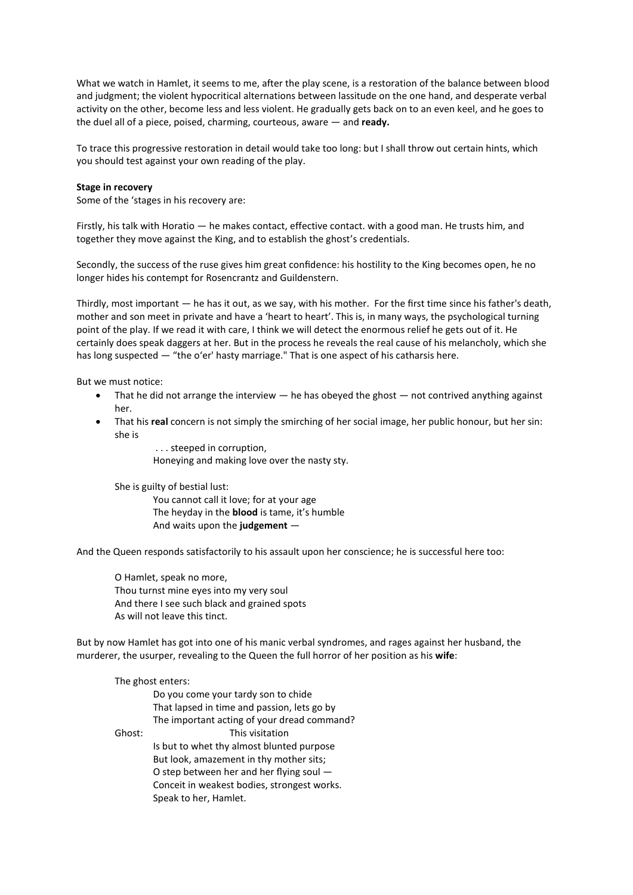What we watch in Hamlet, it seems to me, after the play scene, is a restoration of the balance between blood and judgment; the violent hypocritical alternations between lassitude on the one hand, and desperate verbal activity on the other, become less and less violent. He gradually gets back on to an even keel, and he goes to the duel all of a piece, poised, charming, courteous, aware — and **ready.**

To trace this progressive restoration in detail would take too long: but I shall throw out certain hints, which you should test against your own reading of the play.

**Stage in recovery**

Some of the 'stages in his recovery are:

Firstly, his talk with Horatio — he makes contact, effective contact. with a good man. He trusts him, and together they move against the King, and to establish the ghost's credentials.

Secondly, the success of the ruse gives him great confidence: his hostility to the King becomes open, he no longer hides his contempt for Rosencrantz and Guildenstern.

Thirdly, most important — he has it out, as we say, with his mother. For the first time since his father's death, mother and son meet in private and have a 'heart to heart'. This is, in many ways, the psychological turning point of the play. If we read it with care, I think we will detect the enormous relief he gets out of it. He certainly does speak daggers at her. But in the process he reveals the real cause of his melancholy, which she has long suspected — "the o'er' hasty marriage." That is one aspect of his catharsis here.

But we must notice:

- That he did not arrange the interview — he has obeyed the ghost — not contrived anything against her.
- That his **real** concern is not simply the smirching of her social image, her public honour, but her sin: she is

  > . . . steeped in corruption,
  > Honeying and making love over the nasty sty.

  She is guilty of bestial lust:

  > You cannot call it love; for at your age
  > The heyday in the **blood** is tame, it's humble
  > And waits upon the **judgement** —

And the Queen responds satisfactorily to his assault upon her conscience; he is successful here too:

> O Hamlet, speak no more,
> Thou turnst mine eyes into my very soul
> And there I see such black and grained spots
> As will not leave this tinct.

But by now Hamlet has got into one of his manic verbal syndromes, and rages against her husband, the murderer, the usurper, revealing to the Queen the full horror of her position as his **wife**:

> The ghost enters:
> Do you come your tardy son to chide
> That lapsed in time and passion, lets go by
> The important acting of your dread command?
> Ghost: This visitation
> Is but to whet thy almost blunted purpose
> But look, amazement in thy mother sits;
> O step between her and her flying soul —
> Conceit in weakest bodies, strongest works.
> Speak to her, Hamlet.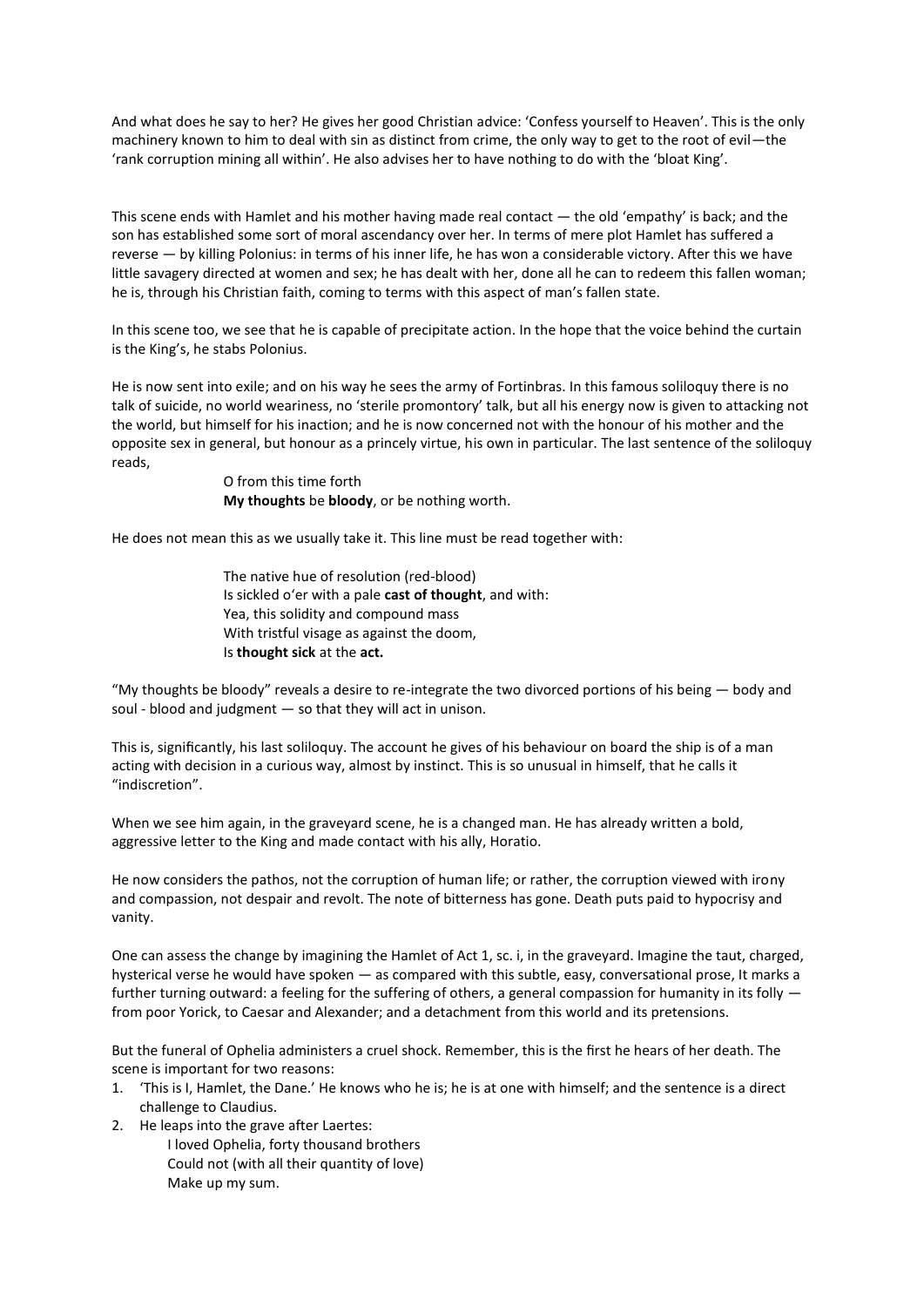And what does he say to her? He gives her good Christian advice: 'Confess yourself to Heaven'. This is the only machinery known to him to deal with sin as distinct from crime, the only way to get to the root of evil—the 'rank corruption mining all within'. He also advises her to have nothing to do with the 'bloat King'.

This scene ends with Hamlet and his mother having made real contact — the old 'empathy' is back; and the son has established some sort of moral ascendancy over her. In terms of mere plot Hamlet has suffered a reverse — by killing Polonius: in terms of his inner life, he has won a considerable victory. After this we have little savagery directed at women and sex; he has dealt with her, done all he can to redeem this fallen woman; he is, through his Christian faith, coming to terms with this aspect of man's fallen state.

In this scene too, we see that he is capable of precipitate action. In the hope that the voice behind the curtain is the King's, he stabs Polonius.

He is now sent into exile; and on his way he sees the army of Fortinbras. In this famous soliloquy there is no talk of suicide, no world weariness, no 'sterile promontory' talk, but all his energy now is given to attacking not the world, but himself for his inaction; and he is now concerned not with the honour of his mother and the opposite sex in general, but honour as a princely virtue, his own in particular. The last sentence of the soliloquy reads,

> O from this time forth
> **My thoughts** be **bloody**, or be nothing worth.

He does not mean this as we usually take it. This line must be read together with:

> The native hue of resolution (red-blood)
> Is sickled o'er with a pale **cast of thought**, and with:
> Yea, this solidity and compound mass
> With tristful visage as against the doom,
> Is **thought sick** at the **act.**

"My thoughts be bloody" reveals a desire to re-integrate the two divorced portions of his being — body and soul - blood and judgment — so that they will act in unison.

This is, significantly, his last soliloquy. The account he gives of his behaviour on board the ship is of a man acting with decision in a curious way, almost by instinct. This is so unusual in himself, that he calls it "indiscretion".

When we see him again, in the graveyard scene, he is a changed man. He has already written a bold, aggressive letter to the King and made contact with his ally, Horatio.

He now considers the pathos, not the corruption of human life; or rather, the corruption viewed with irony and compassion, not despair and revolt. The note of bitterness has gone. Death puts paid to hypocrisy and vanity.

One can assess the change by imagining the Hamlet of Act 1, sc. i, in the graveyard. Imagine the taut, charged, hysterical verse he would have spoken — as compared with this subtle, easy, conversational prose, It marks a further turning outward: a feeling for the suffering of others, a general compassion for humanity in its folly — from poor Yorick, to Caesar and Alexander; and a detachment from this world and its pretensions.

But the funeral of Ophelia administers a cruel shock. Remember, this is the first he hears of her death. The scene is important for two reasons:

1. 'This is I, Hamlet, the Dane.' He knows who he is; he is at one with himself; and the sentence is a direct challenge to Claudius.
2. He leaps into the grave after Laertes:

   I loved Ophelia, forty thousand brothers
   Could not (with all their quantity of love)
   Make up my sum.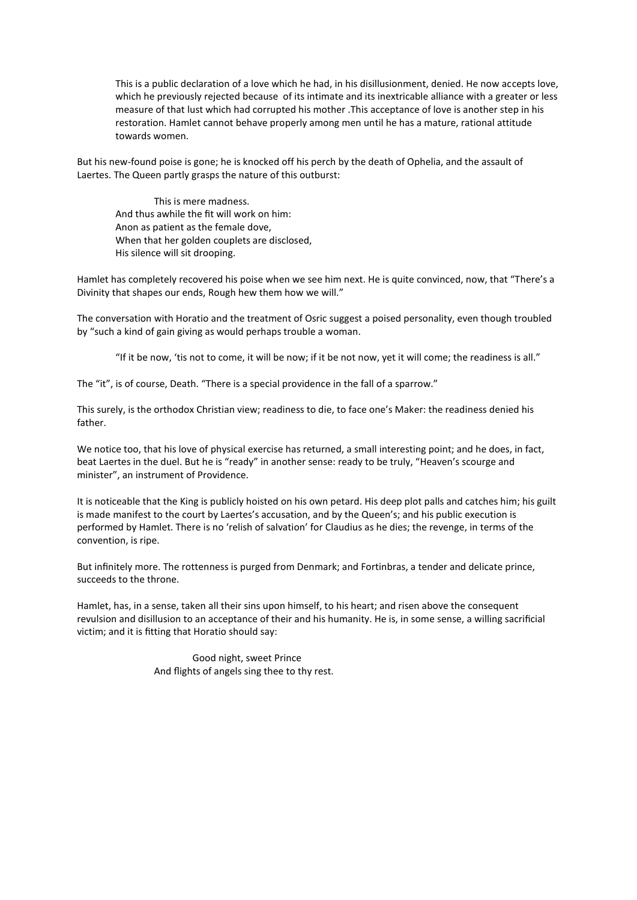> This is a public declaration of a love which he had, in his disillusionment, denied. He now accepts love, which he previously rejected because of its intimate and its inextricable alliance with a greater or less measure of that lust which had corrupted his mother .This acceptance of love is another step in his restoration. Hamlet cannot behave properly among men until he has a mature, rational attitude towards women.

But his new-found poise is gone; he is knocked off his perch by the death of Ophelia, and the assault of Laertes. The Queen partly grasps the nature of this outburst:

> This is mere madness.  
> And thus awhile the fit will work on him:  
> Anon as patient as the female dove,  
> When that her golden couplets are disclosed,  
> His silence will sit drooping.

Hamlet has completely recovered his poise when we see him next. He is quite convinced, now, that "There's a Divinity that shapes our ends, Rough hew them how we will."

The conversation with Horatio and the treatment of Osric suggest a poised personality, even though troubled by "such a kind of gain giving as would perhaps trouble a woman.

> "If it be now, 'tis not to come, it will be now; if it be not now, yet it will come; the readiness is all."

The "it", is of course, Death. "There is a special providence in the fall of a sparrow."

This surely, is the orthodox Christian view; readiness to die, to face one's Maker: the readiness denied his father.

We notice too, that his love of physical exercise has returned, a small interesting point; and he does, in fact, beat Laertes in the duel. But he is "ready" in another sense: ready to be truly, "Heaven's scourge and minister", an instrument of Providence.

It is noticeable that the King is publicly hoisted on his own petard. His deep plot palls and catches him; his guilt is made manifest to the court by Laertes's accusation, and by the Queen's; and his public execution is performed by Hamlet. There is no 'relish of salvation' for Claudius as he dies; the revenge, in terms of the convention, is ripe.

But infinitely more. The rottenness is purged from Denmark; and Fortinbras, a tender and delicate prince, succeeds to the throne.

Hamlet, has, in a sense, taken all their sins upon himself, to his heart; and risen above the consequent revulsion and disillusion to an acceptance of their and his humanity. He is, in some sense, a willing sacrificial victim; and it is fitting that Horatio should say:

> Good night, sweet Prince  
> And flights of angels sing thee to thy rest.